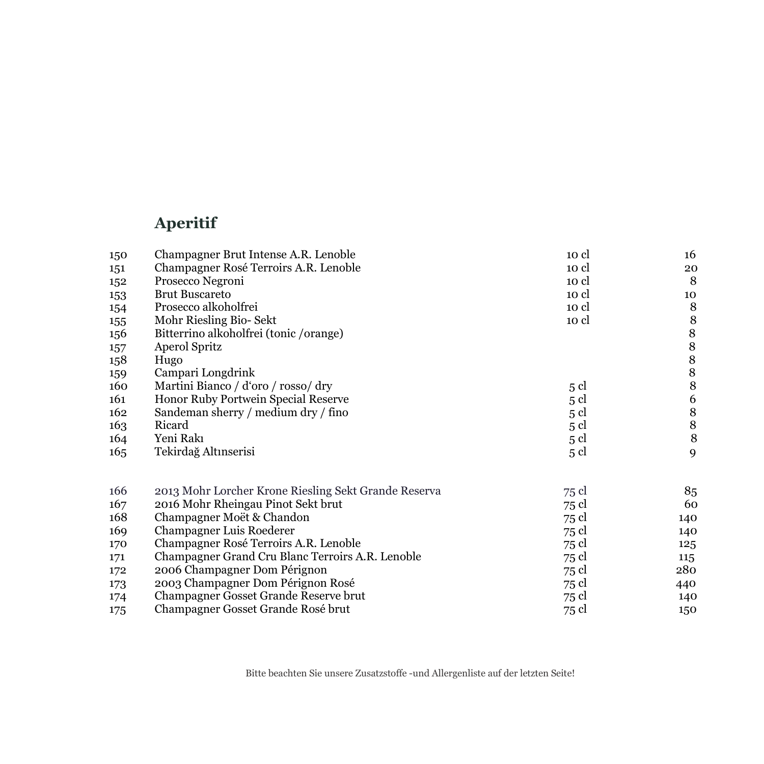## Aperitif

| | | | |
|---|---|---|---|
| 150 | Champagner Brut Intense A.R. Lenoble | 10 cl | 16 |
| 151 | Champagner Rosé Terroirs A.R. Lenoble | 10 cl | 20 |
| 152 | Prosecco Negroni | 10 cl | 8 |
| 153 | Brut Buscareto | 10 cl | 10 |
| 154 | Prosecco alkoholfrei | 10 cl | 8 |
| 155 | Mohr Riesling Bio- Sekt | 10 cl | 8 |
| 156 | Bitterrino alkoholfrei (tonic /orange) | | 8 |
| 157 | Aperol Spritz | | 8 |
| 158 | Hugo | | 8 |
| 159 | Campari Longdrink | | 8 |
| 160 | Martini Bianco / d'oro / rosso/ dry | 5 cl | 8 |
| 161 | Honor Ruby Portwein Special Reserve | 5 cl | 6 |
| 162 | Sandeman sherry / medium dry / fino | 5 cl | 8 |
| 163 | Ricard | 5 cl | 8 |
| 164 | Yeni Rakı | 5 cl | 8 |
| 165 | Tekirdağ Altınserisi | 5 cl | 9 |

| | | | |
|---|---|---|---|
| 166 | 2013 Mohr Lorcher Krone Riesling Sekt Grande Reserva | 75 cl | 85 |
| 167 | 2016 Mohr Rheingau Pinot Sekt brut | 75 cl | 60 |
| 168 | Champagner Moët & Chandon | 75 cl | 140 |
| 169 | Champagner Luis Roederer | 75 cl | 140 |
| 170 | Champagner Rosé Terroirs A.R. Lenoble | 75 cl | 125 |
| 171 | Champagner Grand Cru Blanc Terroirs A.R. Lenoble | 75 cl | 115 |
| 172 | 2006 Champagner Dom Pérignon | 75 cl | 280 |
| 173 | 2003 Champagner Dom Pérignon Rosé | 75 cl | 440 |
| 174 | Champagner Gosset Grande Reserve brut | 75 cl | 140 |
| 175 | Champagner Gosset Grande Rosé brut | 75 cl | 150 |

Bitte beachten Sie unsere Zusatzstoffe -und Allergenliste auf der letzten Seite!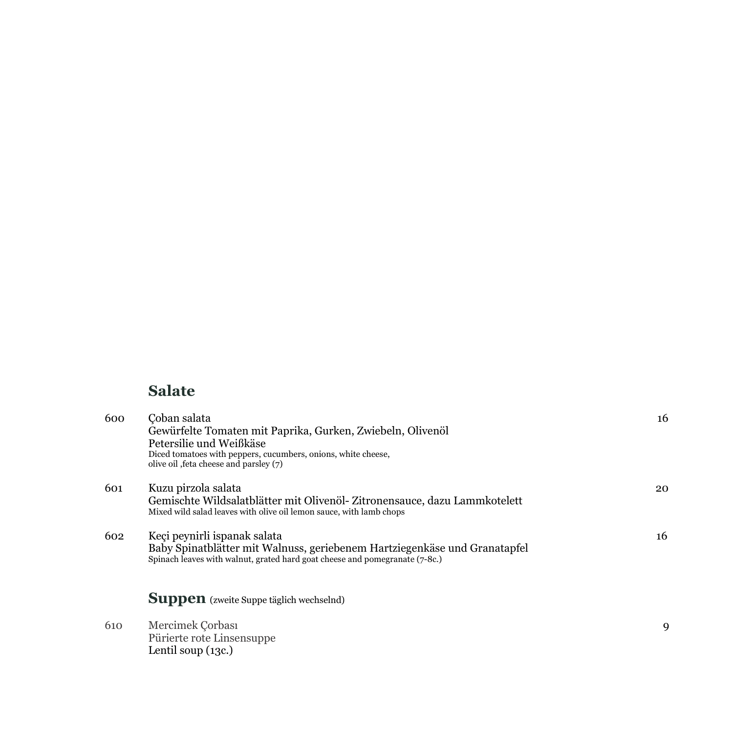## Salate

600 Çoban salata — 16

Gewürfelte Tomaten mit Paprika, Gurken, Zwiebeln, Olivenöl
Petersilie und Weißkäse
Diced tomatoes with peppers, cucumbers, onions, white cheese,
olive oil ,feta cheese and parsley (7)

601 Kuzu pirzola salata — 20

Gemischte Wildsalatblätter mit Olivenöl- Zitronensauce, dazu Lammkotelett
Mixed wild salad leaves with olive oil lemon sauce, with lamb chops

602 Keçi peynirli ispanak salata — 16

Baby Spinatblätter mit Walnuss, geriebenem Hartziegenkäse und Granatapfel
Spinach leaves with walnut, grated hard goat cheese and pomegranate (7-8c.)

## Suppen (zweite Suppe täglich wechselnd)

610 Mercimek Çorbası — 9

Pürierte rote Linsensuppe
Lentil soup (13c.)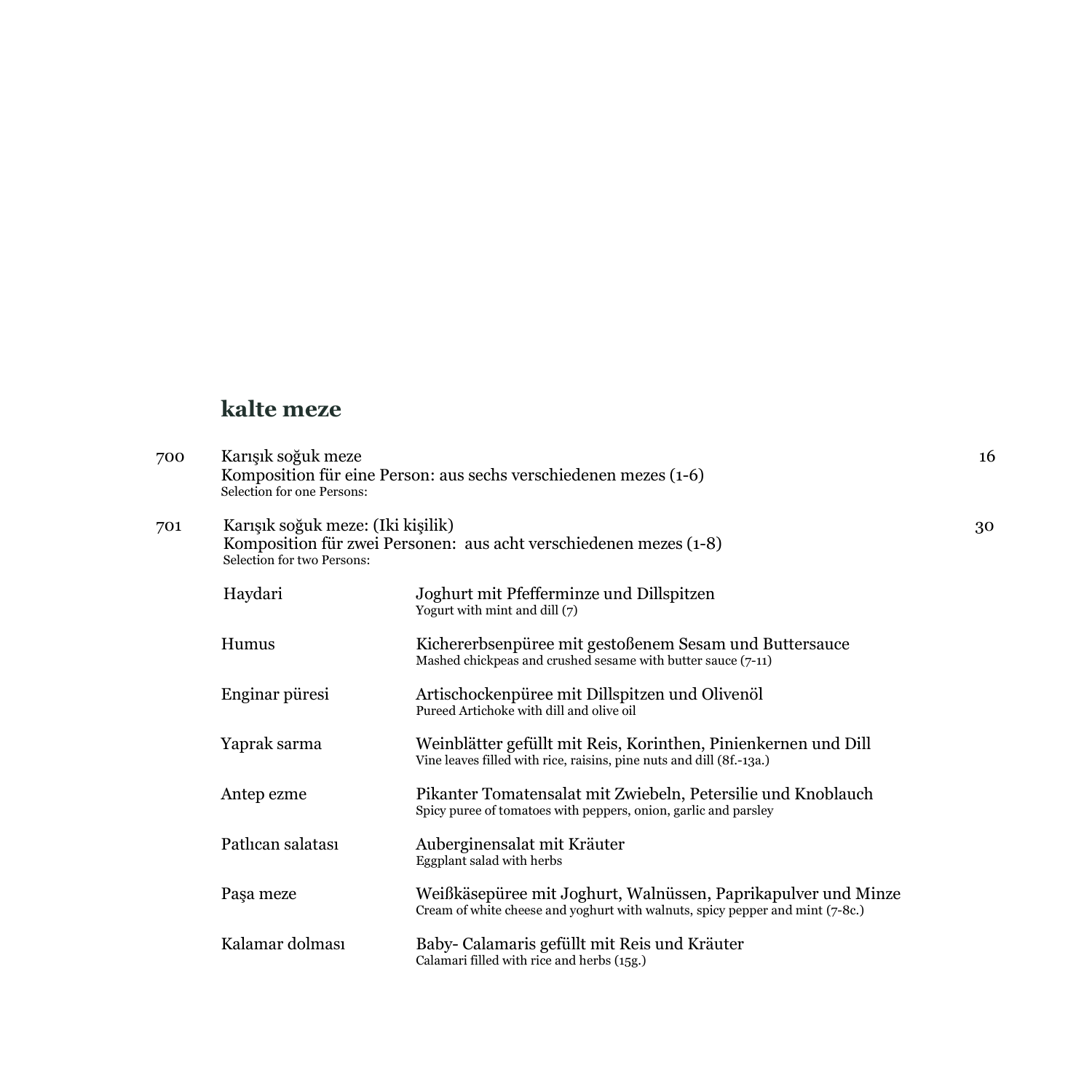## kalte meze

700 Karışık soğuk meze — 16

Komposition für eine Person: aus sechs verschiedenen mezes (1-6)
Selection for one Persons:

701 Karışık soğuk meze: (Iki kişilik) — 30

Komposition für zwei Personen: aus acht verschiedenen mezes (1-8)
Selection for two Persons:

| | |
|---|---|
| Haydari | Joghurt mit Pfefferminze und Dillspitzen<br>Yogurt with mint and dill (7) |
| Humus | Kichererbsenpüree mit gestoßenem Sesam und Buttersauce<br>Mashed chickpeas and crushed sesame with butter sauce (7-11) |
| Enginar püresi | Artischockenpüree mit Dillspitzen und Olivenöl<br>Pureed Artichoke with dill and olive oil |
| Yaprak sarma | Weinblätter gefüllt mit Reis, Korinthen, Pinienkernen und Dill<br>Vine leaves filled with rice, raisins, pine nuts and dill (8f.-13a.) |
| Antep ezme | Pikanter Tomatensalat mit Zwiebeln, Petersilie und Knoblauch<br>Spicy puree of tomatoes with peppers, onion, garlic and parsley |
| Patlıcan salatası | Auberginensalat mit Kräuter<br>Eggplant salad with herbs |
| Paşa meze | Weißkäsepüree mit Joghurt, Walnüssen, Paprikapulver und Minze<br>Cream of white cheese and yoghurt with walnuts, spicy pepper and mint (7-8c.) |
| Kalamar dolması | Baby- Calamaris gefüllt mit Reis und Kräuter<br>Calamari filled with rice and herbs (15g.) |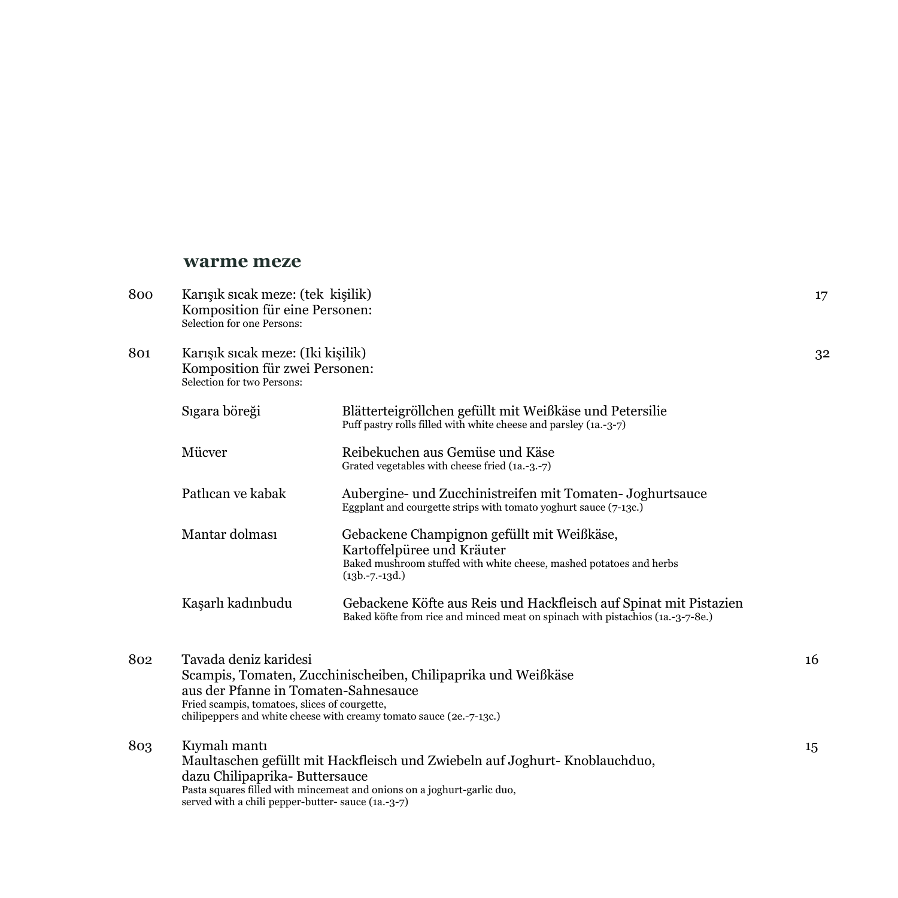## warme meze

| Nr. | Gericht | Preis |
|---|---|---|
| 800 | Karışık sıcak meze: (tek kişilik)<br>Komposition für eine Personen:<br>Selection for one Persons: | 17 |
| 801 | Karışık sıcak meze: (Iki kişilik)<br>Komposition für zwei Personen:<br>Selection for two Persons: | 32 |

| | |
|---|---|
| Sıgara böreği | Blätterteigröllchen gefüllt mit Weißkäse und Petersilie<br>Puff pastry rolls filled with white cheese and parsley (1a.-3-7) |
| Mücver | Reibekuchen aus Gemüse und Käse<br>Grated vegetables with cheese fried (1a.-3.-7) |
| Patlıcan ve kabak | Aubergine- und Zucchinistreifen mit Tomaten- Joghurtsauce<br>Eggplant and courgette strips with tomato yoghurt sauce (7-13c.) |
| Mantar dolması | Gebackene Champignon gefüllt mit Weißkäse, Kartoffelpüree und Kräuter<br>Baked mushroom stuffed with white cheese, mashed potatoes and herbs (13b.-7.-13d.) |
| Kaşarlı kadınbudu | Gebackene Köfte aus Reis und Hackfleisch auf Spinat mit Pistazien<br>Baked köfte from rice and minced meat on spinach with pistachios (1a.-3-7-8e.) |

| Nr. | Gericht | Preis |
|---|---|---|
| 802 | Tavada deniz karidesi<br>Scampis, Tomaten, Zucchinischeiben, Chilipaprika und Weißkäse aus der Pfanne in Tomaten-Sahnesauce<br>Fried scampis, tomatoes, slices of courgette, chilipeppers and white cheese with creamy tomato sauce (2e.-7-13c.) | 16 |
| 803 | Kıymalı mantı<br>Maultaschen gefüllt mit Hackfleisch und Zwiebeln auf Joghurt- Knoblauchduo, dazu Chilipaprika- Buttersauce<br>Pasta squares filled with mincemeat and onions on a joghurt-garlic duo, served with a chili pepper-butter- sauce (1a.-3-7) | 15 |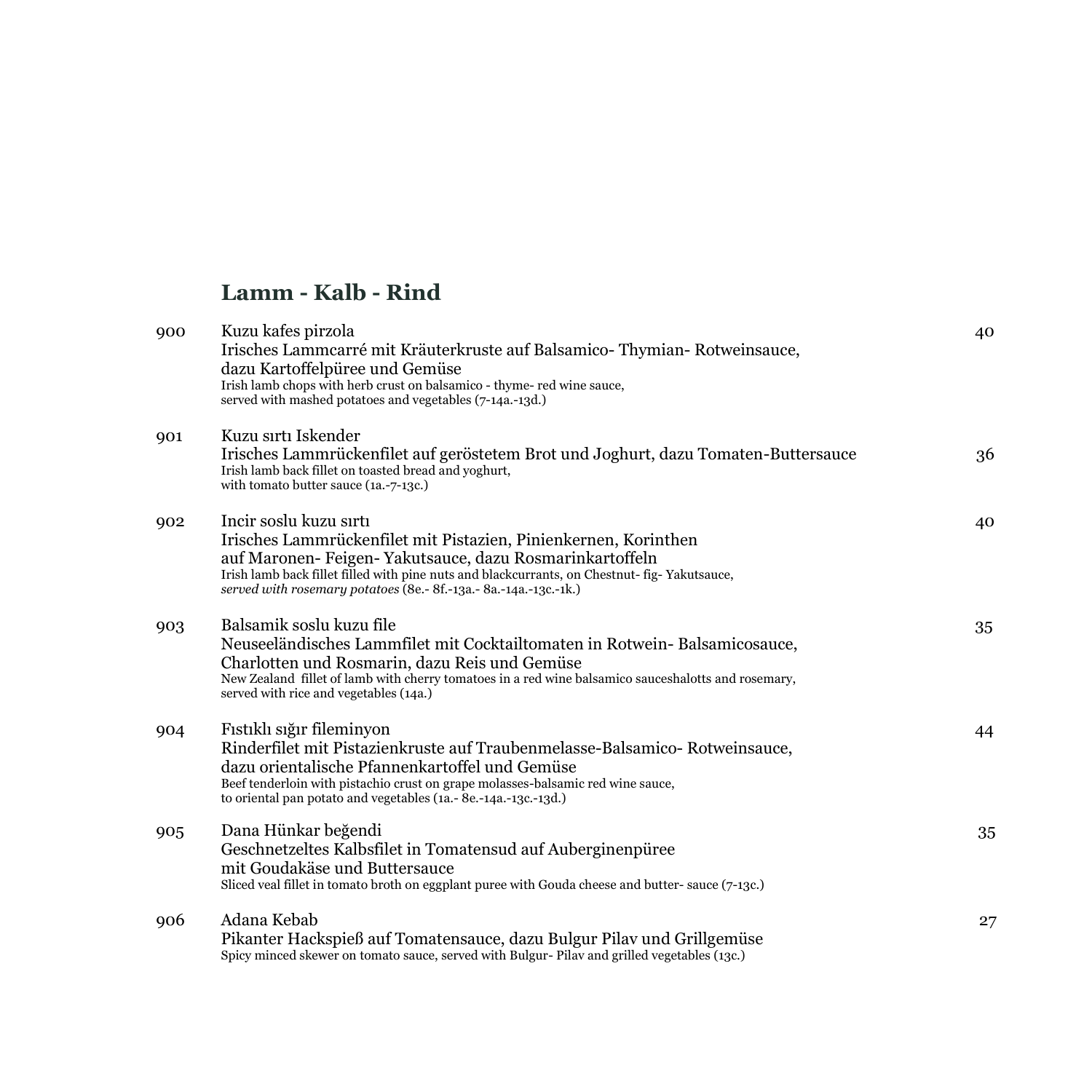## Lamm - Kalb - Rind

900 **Kuzu kafes pirzola** — 40

Irisches Lammcarré mit Kräuterkruste auf Balsamico- Thymian- Rotweinsauce,
dazu Kartoffelpüree und Gemüse

Irish lamb chops with herb crust on balsamico - thyme- red wine sauce,
served with mashed potatoes and vegetables (7-14a.-13d.)

901 **Kuzu sırtı Iskender** — 36

Irisches Lammrückenfilet auf geröstetem Brot und Joghurt, dazu Tomaten-Buttersauce

Irish lamb back fillet on toasted bread and yoghurt,
with tomato butter sauce (1a.-7-13c.)

902 **Incir soslu kuzu sırtı** — 40

Irisches Lammrückenfilet mit Pistazien, Pinienkernen, Korinthen
auf Maronen- Feigen- Yakutsauce, dazu Rosmarinkartoffeln

Irish lamb back fillet filled with pine nuts and blackcurrants, on Chestnut- fig- Yakutsauce,
*served with rosemary potatoes* (8e.- 8f.-13a.- 8a.-14a.-13c.-1k.)

903 **Balsamik soslu kuzu file** — 35

Neuseeländisches Lammfilet mit Cocktailtomaten in Rotwein- Balsamicosauce,
Charlotten und Rosmarin, dazu Reis und Gemüse

New Zealand fillet of lamb with cherry tomatoes in a red wine balsamico sauceshalotts and rosemary,
served with rice and vegetables (14a.)

904 **Fıstıklı sığır fileminyon** — 44

Rinderfilet mit Pistazienkruste auf Traubenmelasse-Balsamico- Rotweinsauce,
dazu orientalische Pfannenkartoffel und Gemüse

Beef tenderloin with pistachio crust on grape molasses-balsamic red wine sauce,
to oriental pan potato and vegetables (1a.- 8e.-14a.-13c.-13d.)

905 **Dana Hünkar beğendi** — 35

Geschnetzeltes Kalbsfilet in Tomatensud auf Auberginenpüree
mit Goudakäse und Buttersauce

Sliced veal fillet in tomato broth on eggplant puree with Gouda cheese and butter- sauce (7-13c.)

906 **Adana Kebab** — 27

Pikanter Hackspieß auf Tomatensauce, dazu Bulgur Pilav und Grillgemüse

Spicy minced skewer on tomato sauce, served with Bulgur- Pilav and grilled vegetables (13c.)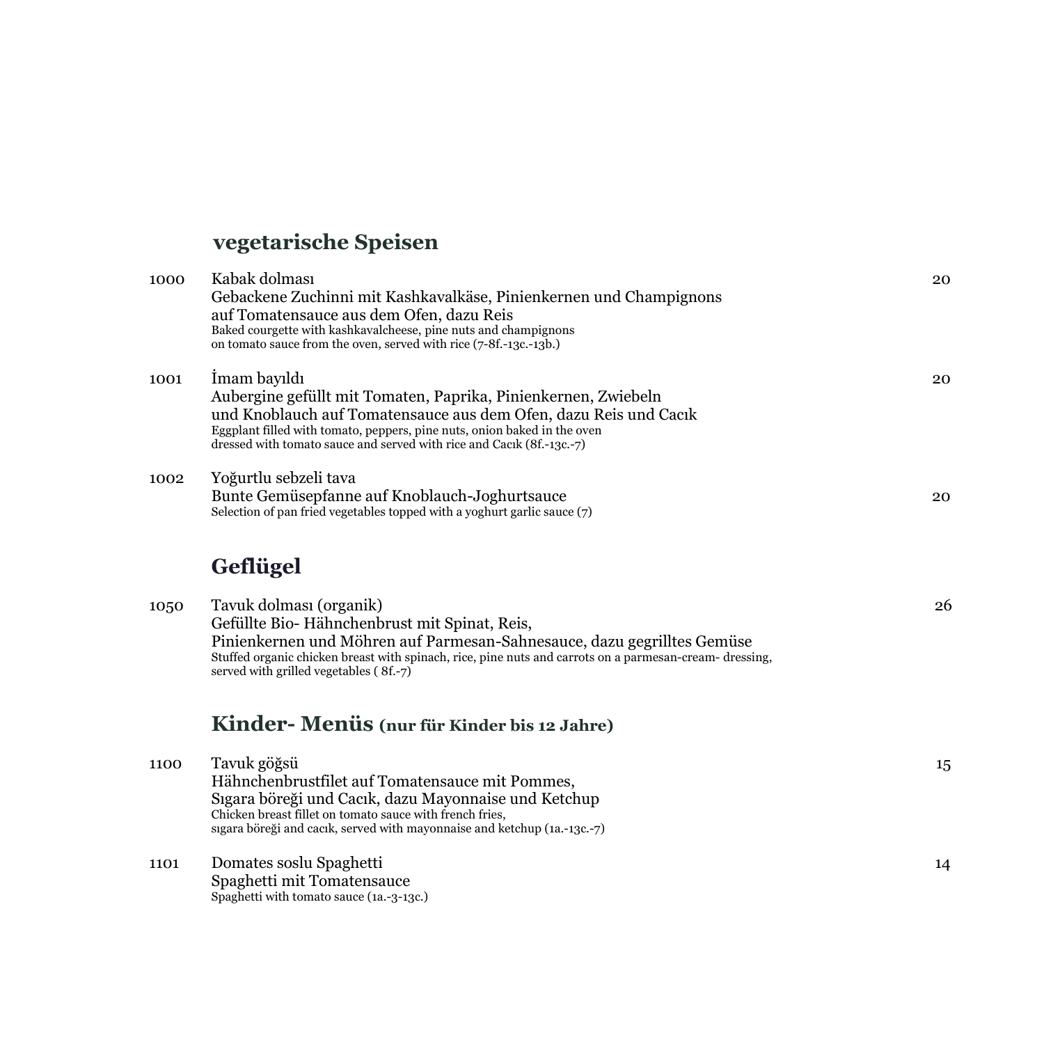## vegetarische Speisen

**1000** Kabak dolması — **20**
Gebackene Zuchinni mit Kashkavalkäse, Pinienkernen und Champignons
auf Tomatensauce aus dem Ofen, dazu Reis
Baked courgette with kashkavalcheese, pine nuts and champignons
on tomato sauce from the oven, served with rice (7-8f.-13c.-13b.)

**1001** İmam bayıldı — **20**
Aubergine gefüllt mit Tomaten, Paprika, Pinienkernen, Zwiebeln
und Knoblauch auf Tomatensauce aus dem Ofen, dazu Reis und Cacık
Eggplant filled with tomato, peppers, pine nuts, onion baked in the oven
dressed with tomato sauce and served with rice and Cacık (8f.-13c.-7)

**1002** Yoğurtlu sebzeli tava — **20**
Bunte Gemüsepfanne auf Knoblauch-Joghurtsauce
Selection of pan fried vegetables topped with a yoghurt garlic sauce (7)

## Geflügel

**1050** Tavuk dolması (organik) — **26**
Gefüllte Bio- Hähnchenbrust mit Spinat, Reis,
Pinienkernen und Möhren auf Parmesan-Sahnesauce, dazu gegrilltes Gemüse
Stuffed organic chicken breast with spinach, rice, pine nuts and carrots on a parmesan-cream- dressing,
served with grilled vegetables ( 8f.-7)

## Kinder- Menüs (nur für Kinder bis 12 Jahre)

**1100** Tavuk göğsü — **15**
Hähnchenbrustfilet auf Tomatensauce mit Pommes,
Sıgara böreği und Cacık, dazu Mayonnaise und Ketchup
Chicken breast fillet on tomato sauce with french fries,
sıgara böreği and cacık, served with mayonnaise and ketchup (1a.-13c.-7)

**1101** Domates soslu Spaghetti — **14**
Spaghetti mit Tomatensauce
Spaghetti with tomato sauce (1a.-3-13c.)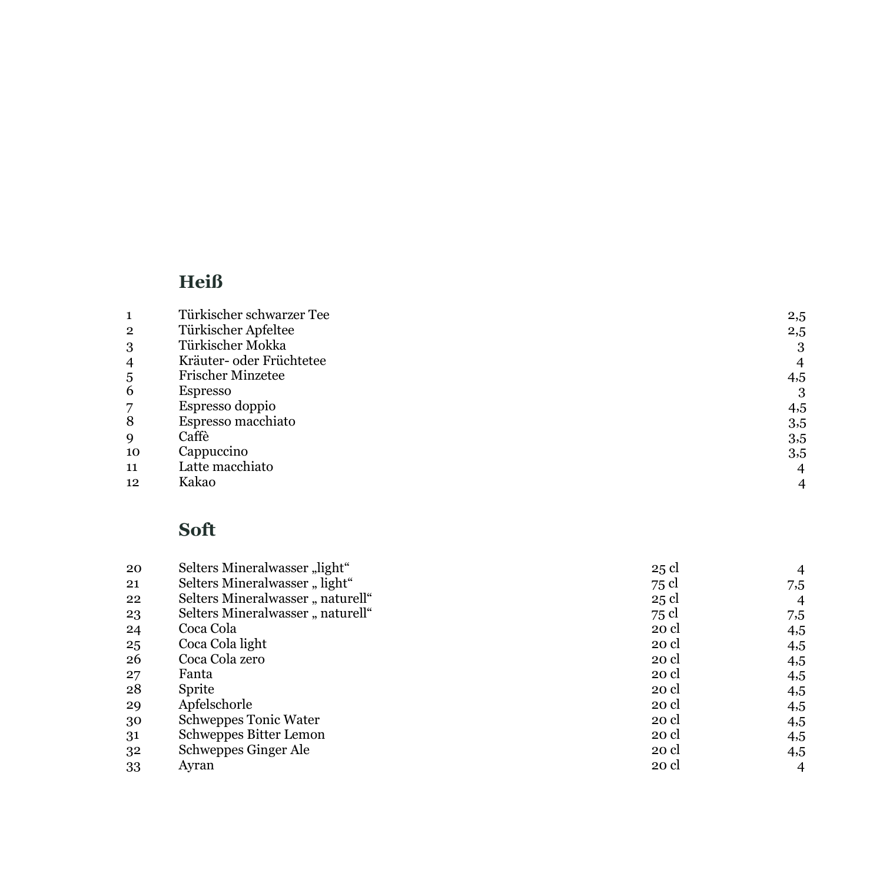## Heiß

| | | |
|---|---|---|
| 1 | Türkischer schwarzer Tee | 2,5 |
| 2 | Türkischer Apfeltee | 2,5 |
| 3 | Türkischer Mokka | 3 |
| 4 | Kräuter- oder Früchtetee | 4 |
| 5 | Frischer Minzetee | 4,5 |
| 6 | Espresso | 3 |
| 7 | Espresso doppio | 4,5 |
| 8 | Espresso macchiato | 3,5 |
| 9 | Caffè | 3,5 |
| 10 | Cappuccino | 3,5 |
| 11 | Latte macchiato | 4 |
| 12 | Kakao | 4 |

## Soft

| | | | |
|---|---|---|---|
| 20 | Selters Mineralwasser „light“ | 25 cl | 4 |
| 21 | Selters Mineralwasser „ light“ | 75 cl | 7,5 |
| 22 | Selters Mineralwasser „ naturell“ | 25 cl | 4 |
| 23 | Selters Mineralwasser „ naturell“ | 75 cl | 7,5 |
| 24 | Coca Cola | 20 cl | 4,5 |
| 25 | Coca Cola light | 20 cl | 4,5 |
| 26 | Coca Cola zero | 20 cl | 4,5 |
| 27 | Fanta | 20 cl | 4,5 |
| 28 | Sprite | 20 cl | 4,5 |
| 29 | Apfelschorle | 20 cl | 4,5 |
| 30 | Schweppes Tonic Water | 20 cl | 4,5 |
| 31 | Schweppes Bitter Lemon | 20 cl | 4,5 |
| 32 | Schweppes Ginger Ale | 20 cl | 4,5 |
| 33 | Ayran | 20 cl | 4 |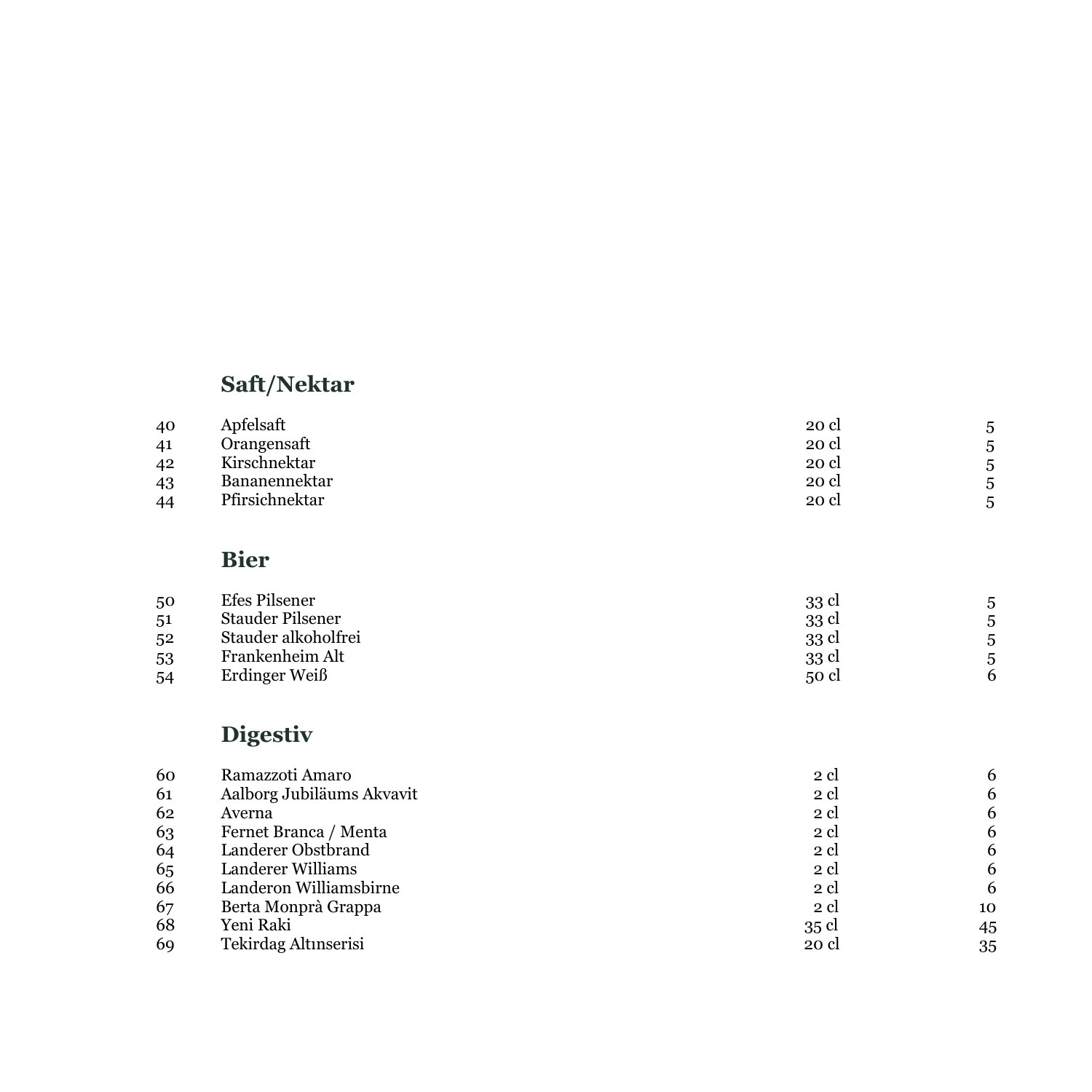## Saft/Nektar

| | | | |
|---|---|---|---|
| 40 | Apfelsaft | 20 cl | 5 |
| 41 | Orangensaft | 20 cl | 5 |
| 42 | Kirschnektar | 20 cl | 5 |
| 43 | Bananennektar | 20 cl | 5 |
| 44 | Pfirsichnektar | 20 cl | 5 |

## Bier

| | | | |
|---|---|---|---|
| 50 | Efes Pilsener | 33 cl | 5 |
| 51 | Stauder Pilsener | 33 cl | 5 |
| 52 | Stauder alkoholfrei | 33 cl | 5 |
| 53 | Frankenheim Alt | 33 cl | 5 |
| 54 | Erdinger Weiß | 50 cl | 6 |

## Digestiv

| | | | |
|---|---|---|---|
| 60 | Ramazzoti Amaro | 2 cl | 6 |
| 61 | Aalborg Jubiläums Akvavit | 2 cl | 6 |
| 62 | Averna | 2 cl | 6 |
| 63 | Fernet Branca / Menta | 2 cl | 6 |
| 64 | Landerer Obstbrand | 2 cl | 6 |
| 65 | Landerer Williams | 2 cl | 6 |
| 66 | Landeron Williamsbirne | 2 cl | 6 |
| 67 | Berta Monprà Grappa | 2 cl | 10 |
| 68 | Yeni Raki | 35 cl | 45 |
| 69 | Tekirdag Altınserisi | 20 cl | 35 |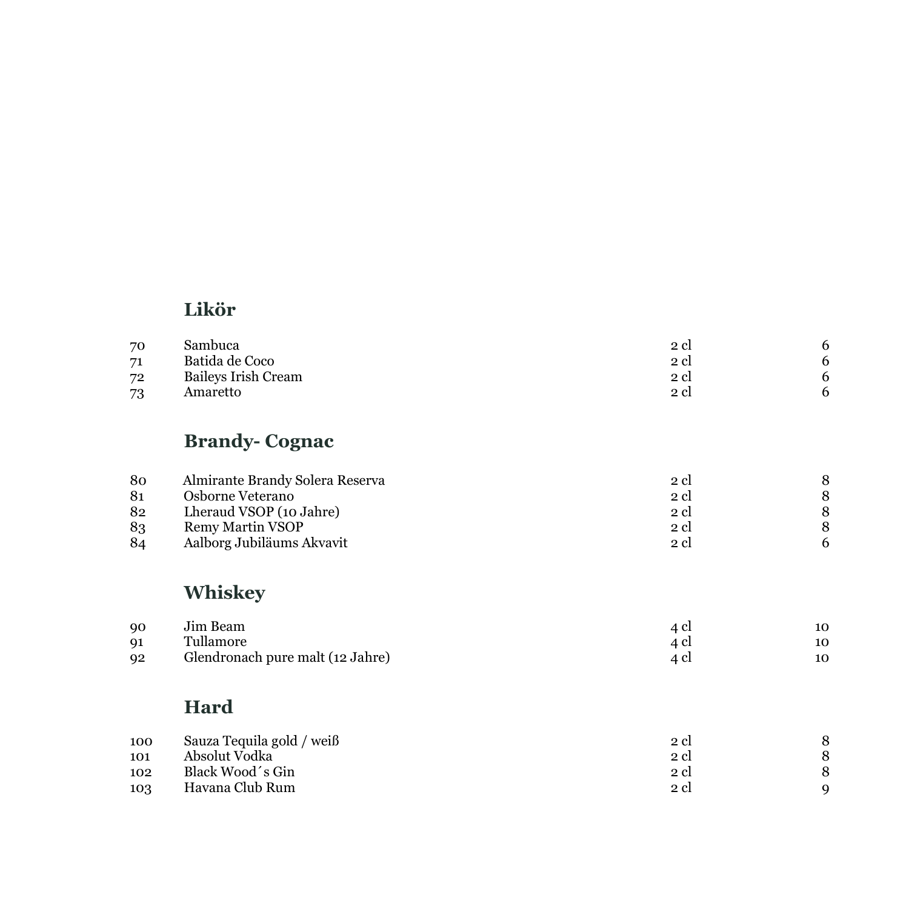## Likör

| | | | |
|---|---|---|---|
| 70 | Sambuca | 2 cl | 6 |
| 71 | Batida de Coco | 2 cl | 6 |
| 72 | Baileys Irish Cream | 2 cl | 6 |
| 73 | Amaretto | 2 cl | 6 |

## Brandy- Cognac

| | | | |
|---|---|---|---|
| 80 | Almirante Brandy Solera Reserva | 2 cl | 8 |
| 81 | Osborne Veterano | 2 cl | 8 |
| 82 | Lheraud VSOP (10 Jahre) | 2 cl | 8 |
| 83 | Remy Martin VSOP | 2 cl | 8 |
| 84 | Aalborg Jubiläums Akvavit | 2 cl | 6 |

## Whiskey

| | | | |
|---|---|---|---|
| 90 | Jim Beam | 4 cl | 10 |
| 91 | Tullamore | 4 cl | 10 |
| 92 | Glendronach pure malt (12 Jahre) | 4 cl | 10 |

## Hard

| | | | |
|---|---|---|---|
| 100 | Sauza Tequila gold / weiß | 2 cl | 8 |
| 101 | Absolut Vodka | 2 cl | 8 |
| 102 | Black Wood´s Gin | 2 cl | 8 |
| 103 | Havana Club Rum | 2 cl | 9 |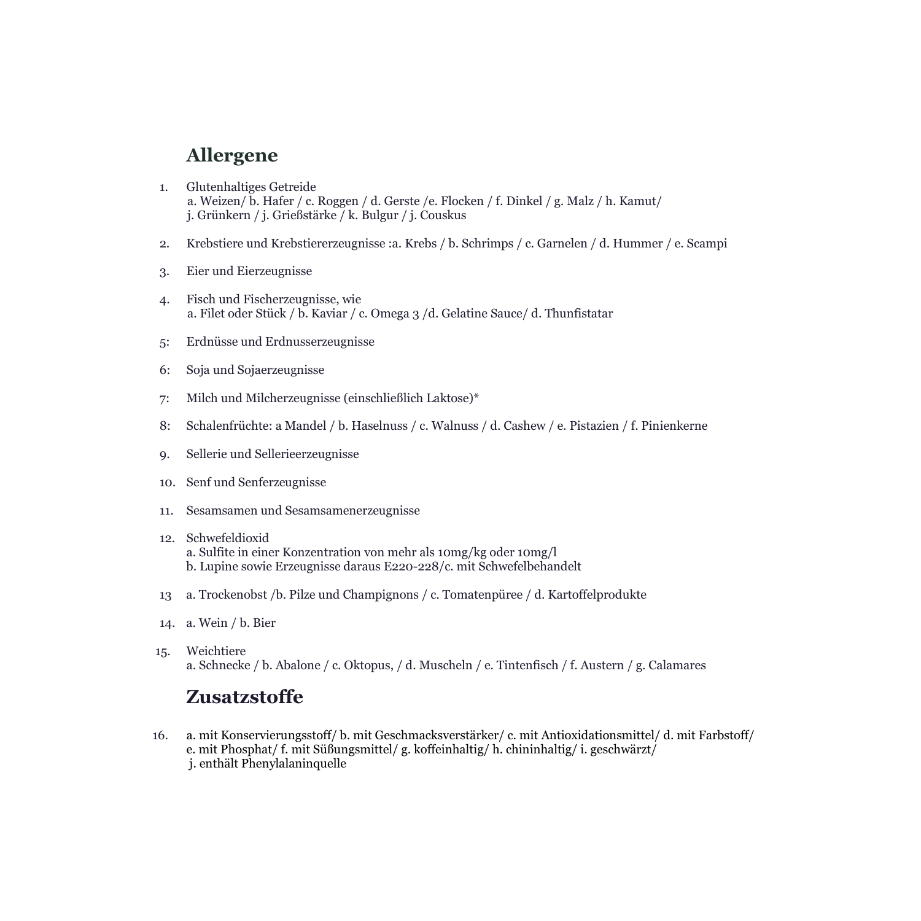## Allergene

1. Glutenhaltiges Getreide
   a. Weizen/ b. Hafer / c. Roggen / d. Gerste /e. Flocken / f. Dinkel / g. Malz / h. Kamut/
   j. Grünkern / j. Grießstärke / k. Bulgur / j. Couskus

2. Krebstiere und Krebstiererzeugnisse :a. Krebs / b. Schrimps / c. Garnelen / d. Hummer / e. Scampi

3. Eier und Eierzeugnisse

4. Fisch und Fischerzeugnisse, wie
   a. Filet oder Stück / b. Kaviar / c. Omega 3 /d. Gelatine Sauce/ d. Thunfistatar

5: Erdnüsse und Erdnusserzeugnisse

6: Soja und Sojaerzeugnisse

7: Milch und Milcherzeugnisse (einschließlich Laktose)*

8: Schalenfrüchte: a Mandel / b. Haselnuss / c. Walnuss / d. Cashew / e. Pistazien / f. Pinienkerne

9. Sellerie und Sellerieerzeugnisse

10. Senf und Senferzeugnisse

11. Sesamsamen und Sesamsamenerzeugnisse

12. Schwefeldioxid
    a. Sulfite in einer Konzentration von mehr als 10mg/kg oder 10mg/l
    b. Lupine sowie Erzeugnisse daraus E220-228/c. mit Schwefelbehandelt

13 a. Trockenobst /b. Pilze und Champignons / c. Tomatenpüree / d. Kartoffelprodukte

14. a. Wein / b. Bier

15. Weichtiere
    a. Schnecke / b. Abalone / c. Oktopus, / d. Muscheln / e. Tintenfisch / f. Austern / g. Calamares

## Zusatzstoffe

16. a. mit Konservierungsstoff/ b. mit Geschmacksverstärker/ c. mit Antioxidationsmittel/ d. mit Farbstoff/
    e. mit Phosphat/ f. mit Süßungsmittel/ g. koffeinhaltig/ h. chininhaltig/ i. geschwärzt/
    j. enthält Phenylalaninquelle